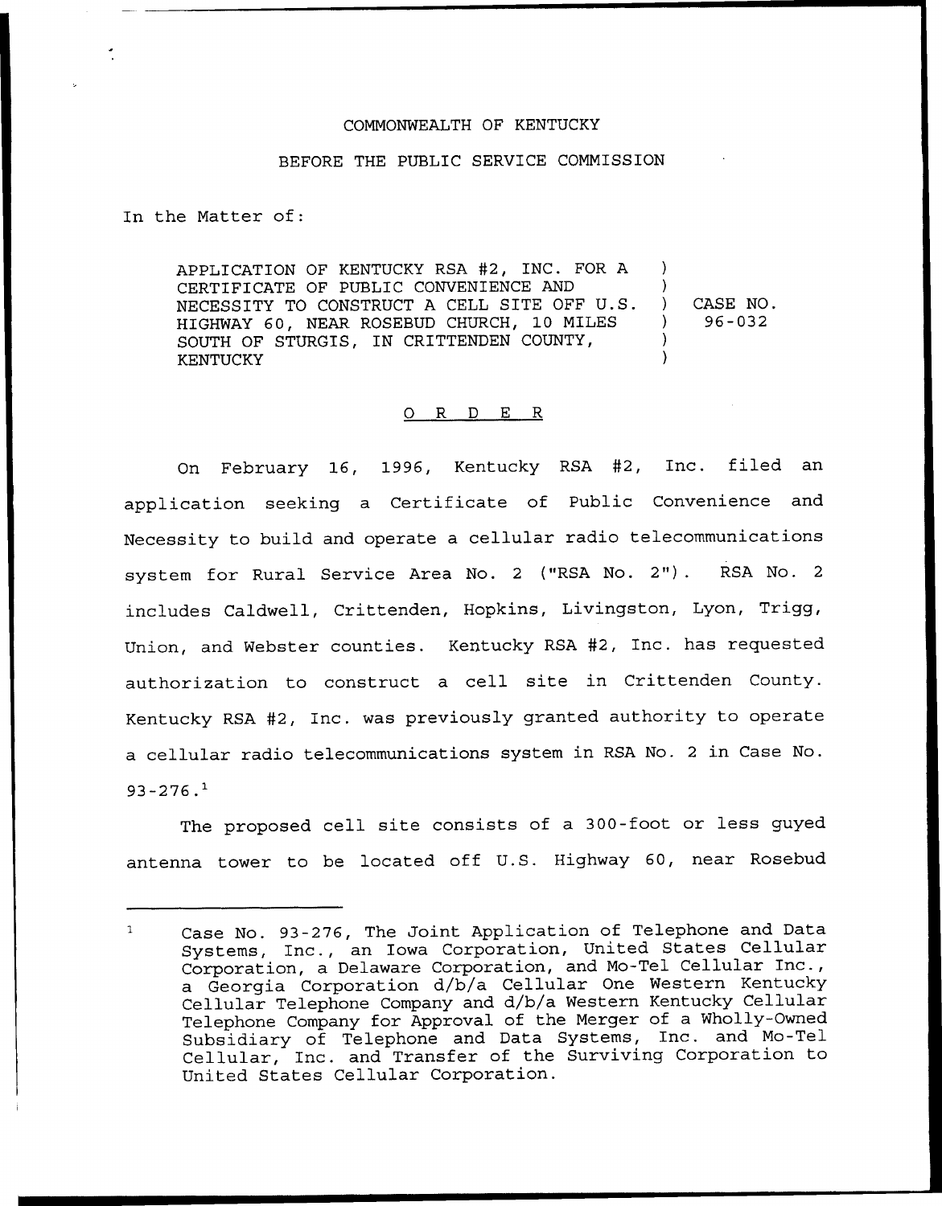COMMONWEALTH OF KENTUCKY

BEFORE THE PUBLIC SERVICE COMMISSION

In the Matter of:

| | |
|---|---|
| APPLICATION OF KENTUCKY RSA #2, INC. FOR A CERTIFICATE OF PUBLIC CONVENIENCE AND NECESSITY TO CONSTRUCT A CELL SITE OFF U.S. HIGHWAY 60, NEAR ROSEBUD CHURCH, 10 MILES SOUTH OF STURGIS, IN CRITTENDEN COUNTY, KENTUCKY | ) CASE NO. 96-032 |

# O R D E R

On February 16, 1996, Kentucky RSA #2, Inc. filed an application seeking a Certificate of Public Convenience and Necessity to build and operate a cellular radio telecommunications system for Rural Service Area No. 2 ("RSA No. 2"). RSA No. 2 includes Caldwell, Crittenden, Hopkins, Livingston, Lyon, Trigg, Union, and Webster counties. Kentucky RSA #2, Inc. has requested authorization to construct a cell site in Crittenden County. Kentucky RSA #2, Inc. was previously granted authority to operate a cellular radio telecommunications system in RSA No. 2 in Case No. 93-276.[1]

The proposed cell site consists of a 300-foot or less guyed antenna tower to be located off U.S. Highway 60, near Rosebud

---

[1] Case No. 93-276, The Joint Application of Telephone and Data Systems, Inc., an Iowa Corporation, United States Cellular Corporation, a Delaware Corporation, and Mo-Tel Cellular Inc., a Georgia Corporation d/b/a Cellular One Western Kentucky Cellular Telephone Company and d/b/a Western Kentucky Cellular Telephone Company for Approval of the Merger of a Wholly-Owned Subsidiary of Telephone and Data Systems, Inc. and Mo-Tel Cellular, Inc. and Transfer of the Surviving Corporation to United States Cellular Corporation.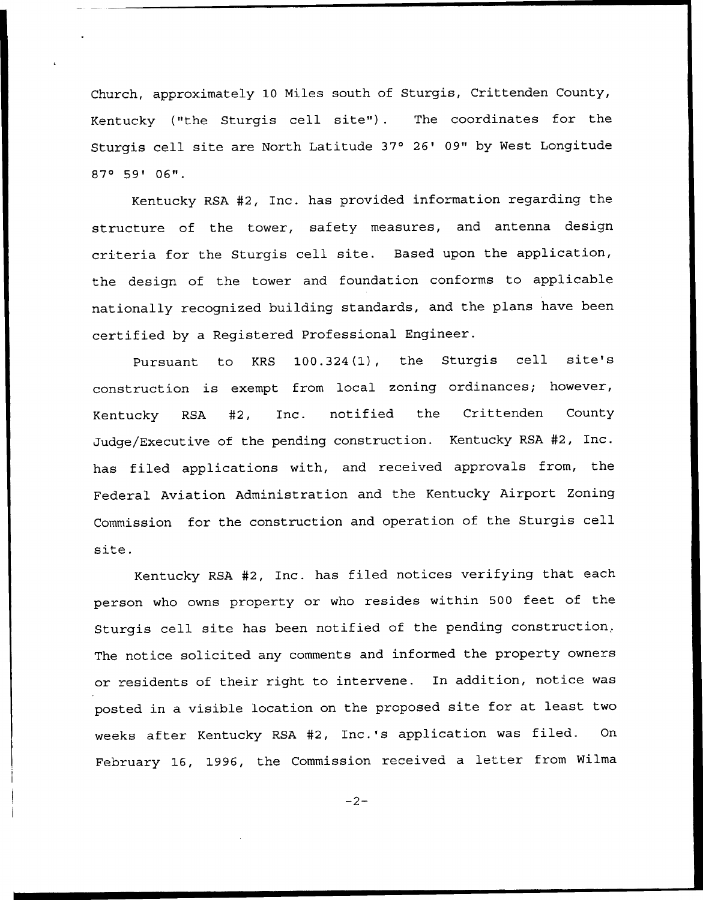Church, approximately 10 Miles south of Sturgis, Crittenden County, Kentucky ("the Sturgis cell site"). The coordinates for the Sturgis cell site are North Latitude 37° 26' 09" by West Longitude 87° 59' 06".

Kentucky RSA #2, Inc. has provided information regarding the structure of the tower, safety measures, and antenna design criteria for the Sturgis cell site. Based upon the application, the design of the tower and foundation conforms to applicable nationally recognized building standards, and the plans have been certified by a Registered Professional Engineer.

Pursuant to KRS 100.324(1), the Sturgis cell site's construction is exempt from local zoning ordinances; however, Kentucky RSA #2, Inc. notified the Crittenden County Judge/Executive of the pending construction. Kentucky RSA #2, Inc. has filed applications with, and received approvals from, the Federal Aviation Administration and the Kentucky Airport Zoning Commission for the construction and operation of the Sturgis cell site.

Kentucky RSA #2, Inc. has filed notices verifying that each person who owns property or who resides within 500 feet of the Sturgis cell site has been notified of the pending construction. The notice solicited any comments and informed the property owners or residents of their right to intervene. In addition, notice was posted in a visible location on the proposed site for at least two weeks after Kentucky RSA #2, Inc.'s application was filed. On February 16, 1996, the Commission received a letter from Wilma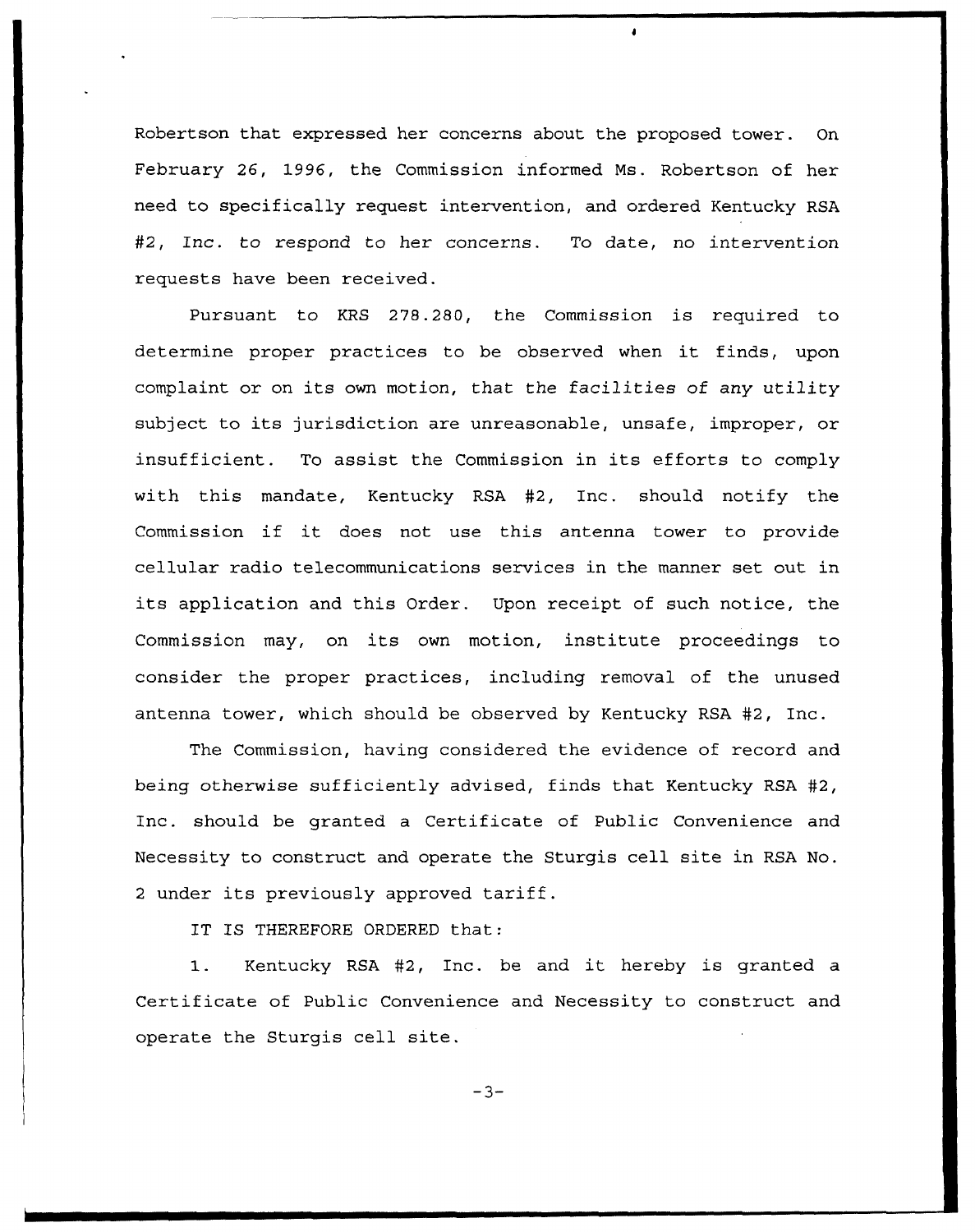Robertson that expressed her concerns about the proposed tower. On February 26, 1996, the Commission informed Ms. Robertson of her need to specifically request intervention, and ordered Kentucky RSA #2, Inc. to respond to her concerns. To date, no intervention requests have been received.

Pursuant to KRS 278.280, the Commission is required to determine proper practices to be observed when it finds, upon complaint or on its own motion, that the facilities of any utility subject to its jurisdiction are unreasonable, unsafe, improper, or insufficient. To assist the Commission in its efforts to comply with this mandate, Kentucky RSA #2, Inc. should notify the Commission if it does not use this antenna tower to provide cellular radio telecommunications services in the manner set out in its application and this Order. Upon receipt of such notice, the Commission may, on its own motion, institute proceedings to consider the proper practices, including removal of the unused antenna tower, which should be observed by Kentucky RSA #2, Inc.

The Commission, having considered the evidence of record and being otherwise sufficiently advised, finds that Kentucky RSA #2, Inc. should be granted a Certificate of Public Convenience and Necessity to construct and operate the Sturgis cell site in RSA No. 2 under its previously approved tariff.

IT IS THEREFORE ORDERED that:

1. Kentucky RSA #2, Inc. be and it hereby is granted a Certificate of Public Convenience and Necessity to construct and operate the Sturgis cell site.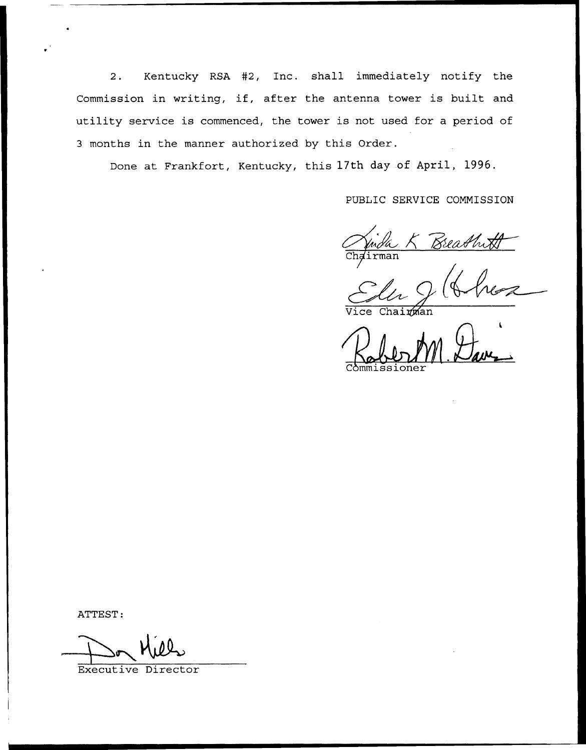2. Kentucky RSA #2, Inc. shall immediately notify the Commission in writing, if, after the antenna tower is built and utility service is commenced, the tower is not used for a period of 3 months in the manner authorized by this Order.

Done at Frankfort, Kentucky, this 17th day of April, 1996.

PUBLIC SERVICE COMMISSION

Linda K Breathitt
Chairman

Vice Chairman

Robert M. Davis
Commissioner

ATTEST:

Don Mills
Executive Director